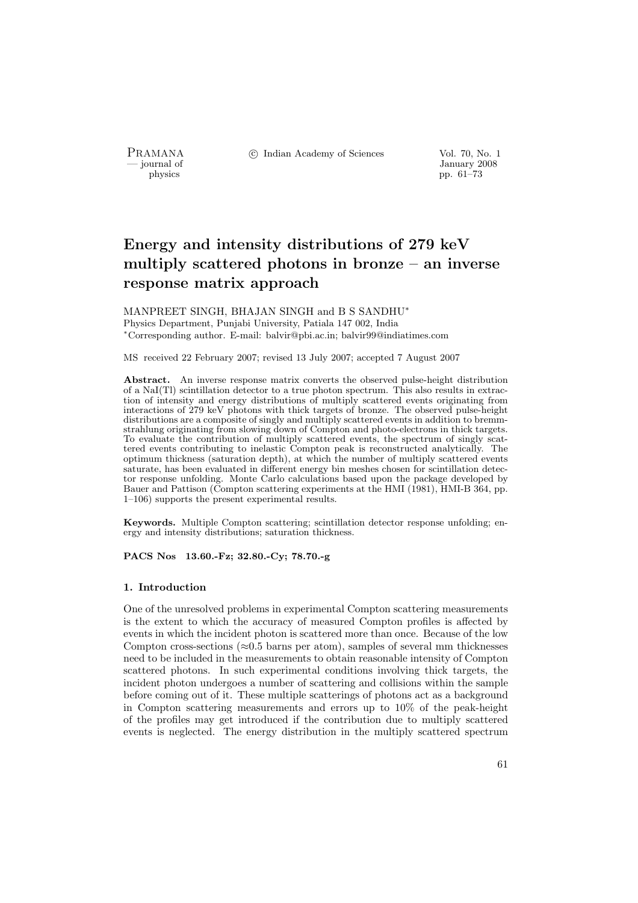# Energy and intensity distributions of 279 keV multiply scattered photons in bronze – an inverse response matrix approach

MANPREET SINGH, BHAJAN SINGH and B S SANDHU*

Physics Department, Punjabi University, Patiala 147 002, India

*Corresponding author. E-mail: balvir@pbi.ac.in; balvir99@indiatimes.com

MS received 22 February 2007; revised 13 July 2007; accepted 7 August 2007

**Abstract.** An inverse response matrix converts the observed pulse-height distribution of a NaI(Tl) scintillation detector to a true photon spectrum. This also results in extraction of intensity and energy distributions of multiply scattered events originating from interactions of 279 keV photons with thick targets of bronze. The observed pulse-height distributions are a composite of singly and multiply scattered events in addition to bremmstrahlung originating from slowing down of Compton and photo-electrons in thick targets. To evaluate the contribution of multiply scattered events, the spectrum of singly scattered events contributing to inelastic Compton peak is reconstructed analytically. The optimum thickness (saturation depth), at which the number of multiply scattered events saturate, has been evaluated in different energy bin meshes chosen for scintillation detector response unfolding. Monte Carlo calculations based upon the package developed by Bauer and Pattison (Compton scattering experiments at the HMI (1981), HMI-B 364, pp. 1–106) supports the present experimental results.

**Keywords.** Multiple Compton scattering; scintillation detector response unfolding; energy and intensity distributions; saturation thickness.

**PACS Nos 13.60.-Fz; 32.80.-Cy; 78.70.-g**

## 1. Introduction

One of the unresolved problems in experimental Compton scattering measurements is the extent to which the accuracy of measured Compton profiles is affected by events in which the incident photon is scattered more than once. Because of the low Compton cross-sections (≈0.5 barns per atom), samples of several mm thicknesses need to be included in the measurements to obtain reasonable intensity of Compton scattered photons. In such experimental conditions involving thick targets, the incident photon undergoes a number of scattering and collisions within the sample before coming out of it. These multiple scatterings of photons act as a background in Compton scattering measurements and errors up to 10% of the peak-height of the profiles may get introduced if the contribution due to multiply scattered events is neglected. The energy distribution in the multiply scattered spectrum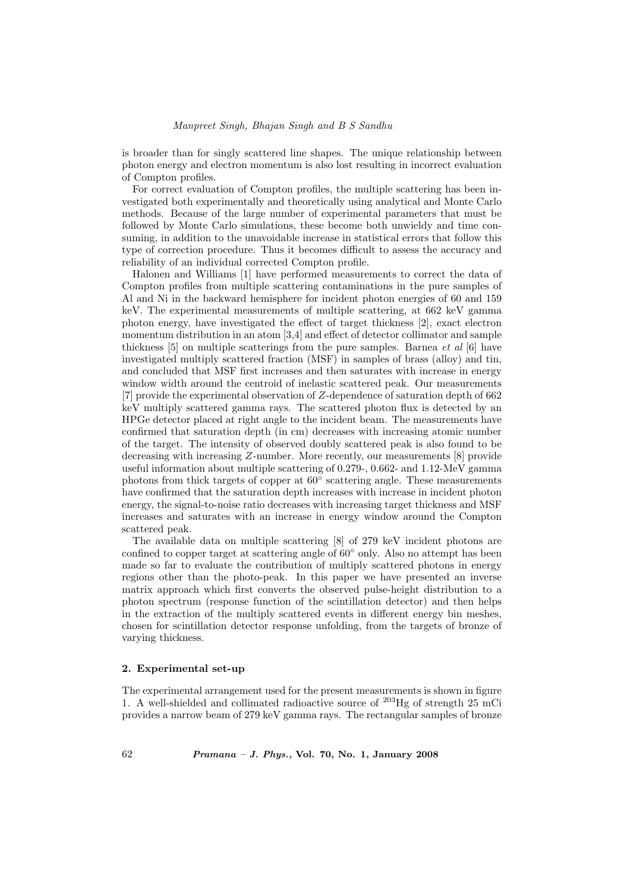is broader than for singly scattered line shapes. The unique relationship between photon energy and electron momentum is also lost resulting in incorrect evaluation of Compton profiles.

For correct evaluation of Compton profiles, the multiple scattering has been investigated both experimentally and theoretically using analytical and Monte Carlo methods. Because of the large number of experimental parameters that must be followed by Monte Carlo simulations, these become both unwieldy and time consuming, in addition to the unavoidable increase in statistical errors that follow this type of correction procedure. Thus it becomes difficult to assess the accuracy and reliability of an individual corrected Compton profile.

Halonen and Williams [1] have performed measurements to correct the data of Compton profiles from multiple scattering contaminations in the pure samples of Al and Ni in the backward hemisphere for incident photon energies of 60 and 159 keV. The experimental measurements of multiple scattering, at 662 keV gamma photon energy, have investigated the effect of target thickness [2], exact electron momentum distribution in an atom [3,4] and effect of detector collimator and sample thickness [5] on multiple scatterings from the pure samples. Barnea *et al* [6] have investigated multiply scattered fraction (MSF) in samples of brass (alloy) and tin, and concluded that MSF first increases and then saturates with increase in energy window width around the centroid of inelastic scattered peak. Our measurements [7] provide the experimental observation of $Z$-dependence of saturation depth of 662 keV multiply scattered gamma rays. The scattered photon flux is detected by an HPGe detector placed at right angle to the incident beam. The measurements have confirmed that saturation depth (in cm) decreases with increasing atomic number of the target. The intensity of observed doubly scattered peak is also found to be decreasing with increasing $Z$-number. More recently, our measurements [8] provide useful information about multiple scattering of 0.279-, 0.662- and 1.12-MeV gamma photons from thick targets of copper at $60^\circ$ scattering angle. These measurements have confirmed that the saturation depth increases with increase in incident photon energy, the signal-to-noise ratio decreases with increasing target thickness and MSF increases and saturates with an increase in energy window around the Compton scattered peak.

The available data on multiple scattering [8] of 279 keV incident photons are confined to copper target at scattering angle of $60^\circ$ only. Also no attempt has been made so far to evaluate the contribution of multiply scattered photons in energy regions other than the photo-peak. In this paper we have presented an inverse matrix approach which first converts the observed pulse-height distribution to a photon spectrum (response function of the scintillation detector) and then helps in the extraction of the multiply scattered events in different energy bin meshes, chosen for scintillation detector response unfolding, from the targets of bronze of varying thickness.

## 2. Experimental set-up

The experimental arrangement used for the present measurements is shown in figure 1. A well-shielded and collimated radioactive source of $^{203}Hg$ of strength 25 mCi provides a narrow beam of 279 keV gamma rays. The rectangular samples of bronze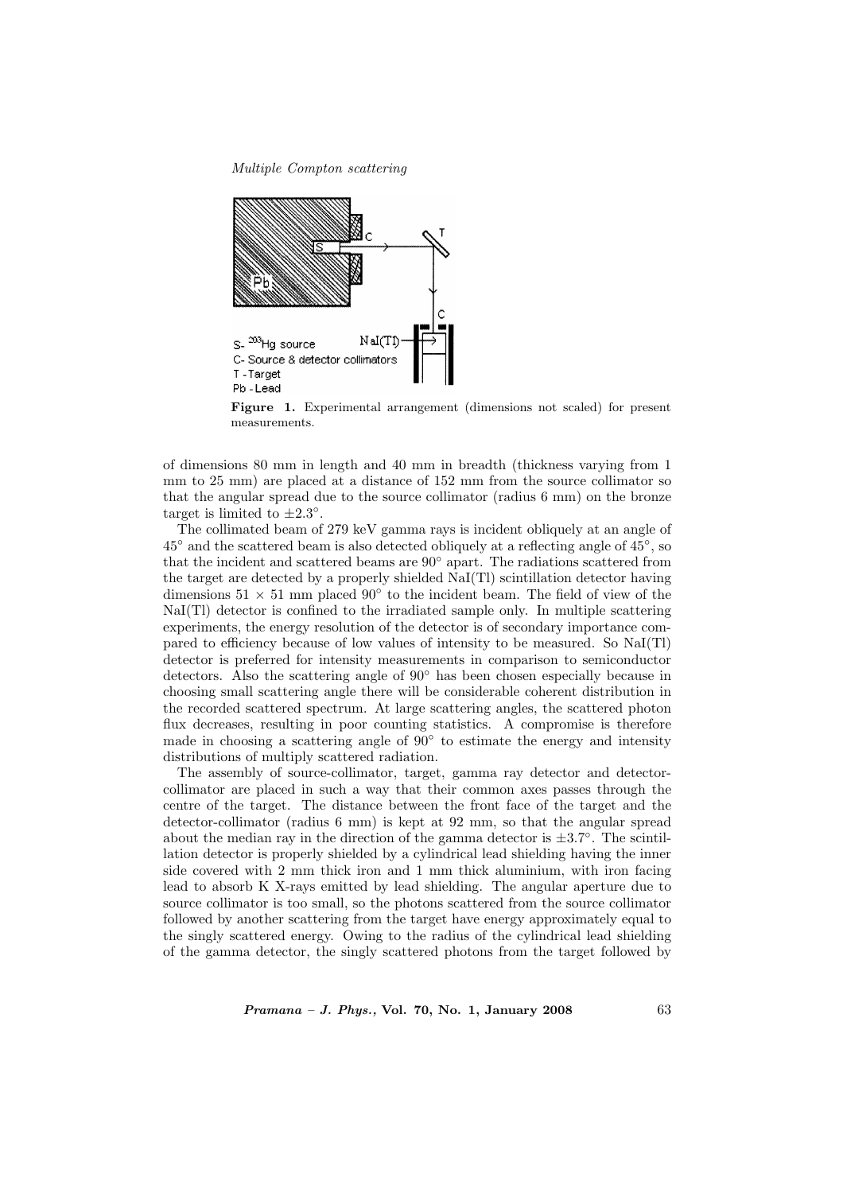**Figure 1.** Experimental arrangement (dimensions not scaled) for present measurements.

of dimensions 80 mm in length and 40 mm in breadth (thickness varying from 1 mm to 25 mm) are placed at a distance of 152 mm from the source collimator so that the angular spread due to the source collimator (radius 6 mm) on the bronze target is limited to $\pm 2.3^{\circ}$.

The collimated beam of 279 keV gamma rays is incident obliquely at an angle of $45^{\circ}$ and the scattered beam is also detected obliquely at a reflecting angle of $45^{\circ}$, so that the incident and scattered beams are $90^{\circ}$ apart. The radiations scattered from the target are detected by a properly shielded NaI(Tl) scintillation detector having dimensions $51 \times 51$ mm placed $90^{\circ}$ to the incident beam. The field of view of the NaI(Tl) detector is confined to the irradiated sample only. In multiple scattering experiments, the energy resolution of the detector is of secondary importance compared to efficiency because of low values of intensity to be measured. So NaI(Tl) detector is preferred for intensity measurements in comparison to semiconductor detectors. Also the scattering angle of $90^{\circ}$ has been chosen especially because in choosing small scattering angle there will be considerable coherent distribution in the recorded scattered spectrum. At large scattering angles, the scattered photon flux decreases, resulting in poor counting statistics. A compromise is therefore made in choosing a scattering angle of $90^{\circ}$ to estimate the energy and intensity distributions of multiply scattered radiation.

The assembly of source-collimator, target, gamma ray detector and detector-collimator are placed in such a way that their common axes passes through the centre of the target. The distance between the front face of the target and the detector-collimator (radius 6 mm) is kept at 92 mm, so that the angular spread about the median ray in the direction of the gamma detector is $\pm 3.7^{\circ}$. The scintillation detector is properly shielded by a cylindrical lead shielding having the inner side covered with 2 mm thick iron and 1 mm thick aluminium, with iron facing lead to absorb K X-rays emitted by lead shielding. The angular aperture due to source collimator is too small, so the photons scattered from the source collimator followed by another scattering from the target have energy approximately equal to the singly scattered energy. Owing to the radius of the cylindrical lead shielding of the gamma detector, the singly scattered photons from the target followed by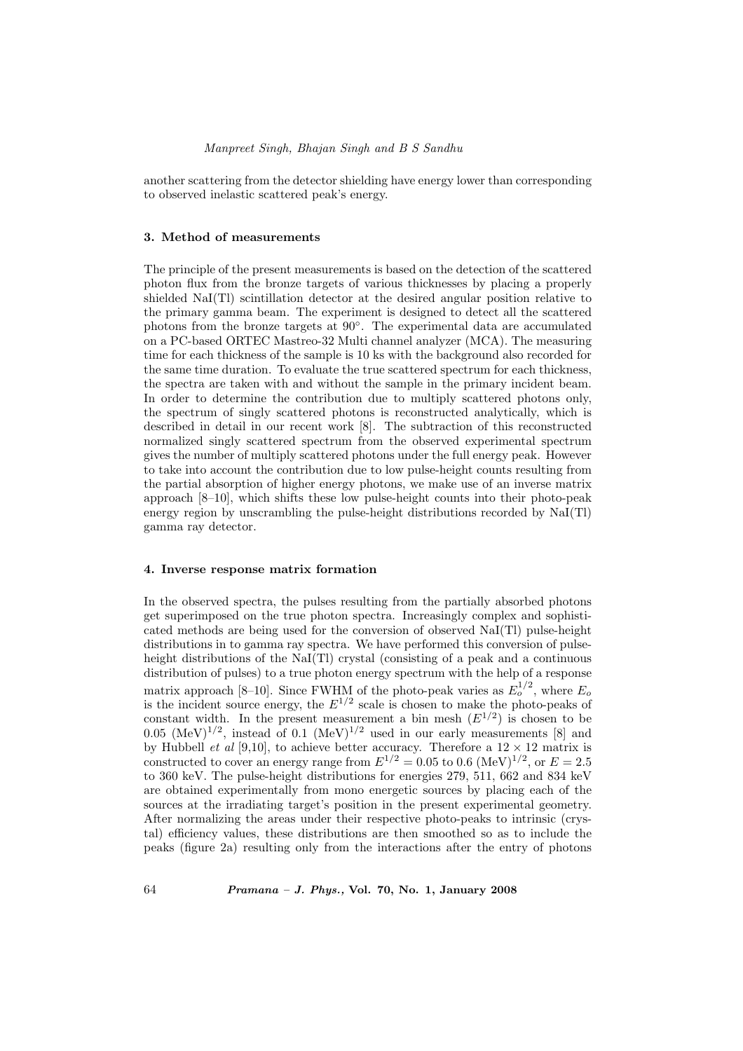another scattering from the detector shielding have energy lower than corresponding to observed inelastic scattered peak's energy.

## 3. Method of measurements

The principle of the present measurements is based on the detection of the scattered photon flux from the bronze targets of various thicknesses by placing a properly shielded NaI(Tl) scintillation detector at the desired angular position relative to the primary gamma beam. The experiment is designed to detect all the scattered photons from the bronze targets at 90°. The experimental data are accumulated on a PC-based ORTEC Mastreo-32 Multi channel analyzer (MCA). The measuring time for each thickness of the sample is 10 ks with the background also recorded for the same time duration. To evaluate the true scattered spectrum for each thickness, the spectra are taken with and without the sample in the primary incident beam. In order to determine the contribution due to multiply scattered photons only, the spectrum of singly scattered photons is reconstructed analytically, which is described in detail in our recent work [8]. The subtraction of this reconstructed normalized singly scattered spectrum from the observed experimental spectrum gives the number of multiply scattered photons under the full energy peak. However to take into account the contribution due to low pulse-height counts resulting from the partial absorption of higher energy photons, we make use of an inverse matrix approach [8–10], which shifts these low pulse-height counts into their photo-peak energy region by unscrambling the pulse-height distributions recorded by NaI(Tl) gamma ray detector.

## 4. Inverse response matrix formation

In the observed spectra, the pulses resulting from the partially absorbed photons get superimposed on the true photon spectra. Increasingly complex and sophisticated methods are being used for the conversion of observed NaI(Tl) pulse-height distributions in to gamma ray spectra. We have performed this conversion of pulse-height distributions of the NaI(Tl) crystal (consisting of a peak and a continuous distribution of pulses) to a true photon energy spectrum with the help of a response matrix approach [8–10]. Since FWHM of the photo-peak varies as $E_o^{1/2}$, where $E_o$ is the incident source energy, the $E^{1/2}$ scale is chosen to make the photo-peaks of constant width. In the present measurement a bin mesh ($E^{1/2}$) is chosen to be 0.05 $(\text{MeV})^{1/2}$, instead of 0.1 $(\text{MeV})^{1/2}$ used in our early measurements [8] and by Hubbell *et al* [9,10], to achieve better accuracy. Therefore a $12 \times 12$ matrix is constructed to cover an energy range from $E^{1/2} = 0.05$ to 0.6 $(\text{MeV})^{1/2}$, or $E = 2.5$ to 360 keV. The pulse-height distributions for energies 279, 511, 662 and 834 keV are obtained experimentally from mono energetic sources by placing each of the sources at the irradiating target's position in the present experimental geometry. After normalizing the areas under their respective photo-peaks to intrinsic (crystal) efficiency values, these distributions are then smoothed so as to include the peaks (figure 2a) resulting only from the interactions after the entry of photons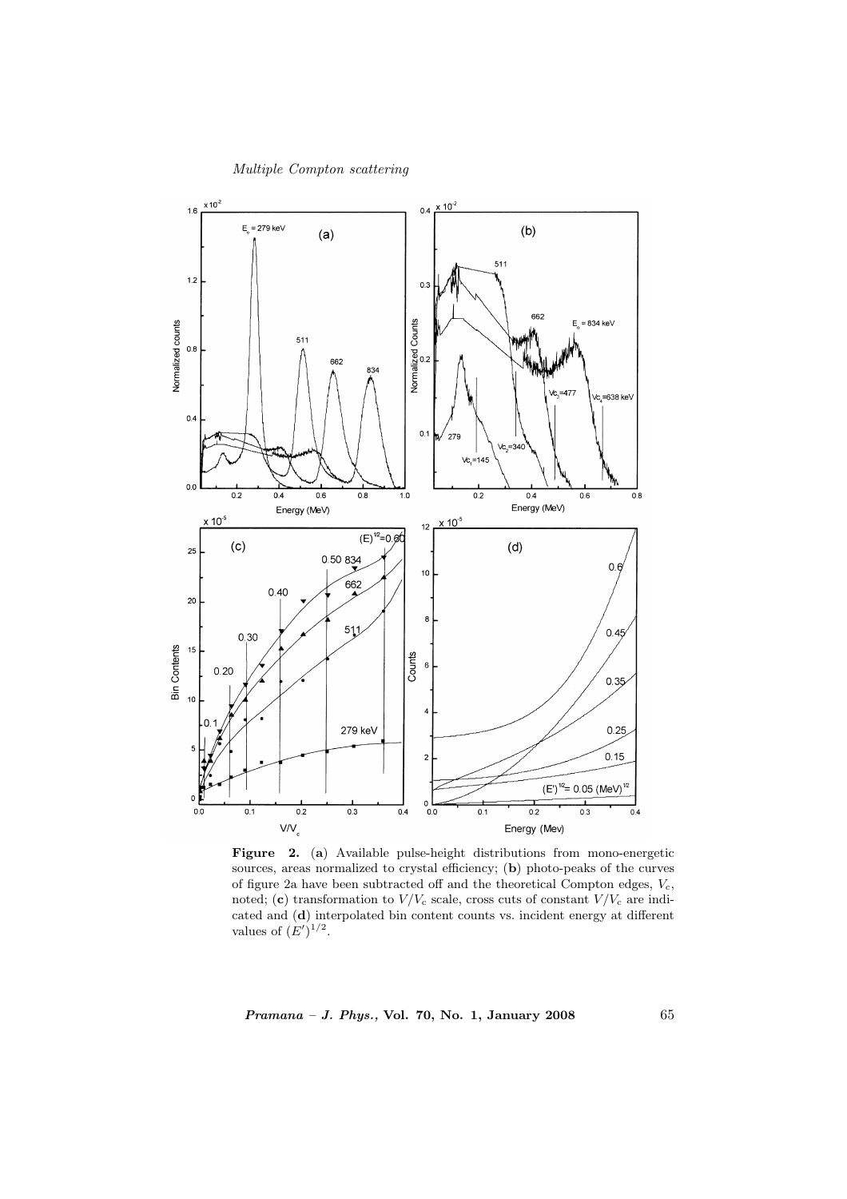**Figure 2.** (**a**) Available pulse-height distributions from mono-energetic sources, areas normalized to crystal efficiency; (**b**) photo-peaks of the curves of figure 2a have been subtracted off and the theoretical Compton edges, $V_c$, noted; (**c**) transformation to $V/V_c$ scale, cross cuts of constant $V/V_c$ are indicated and (**d**) interpolated bin content counts vs. incident energy at different values of $(E')^{1/2}$.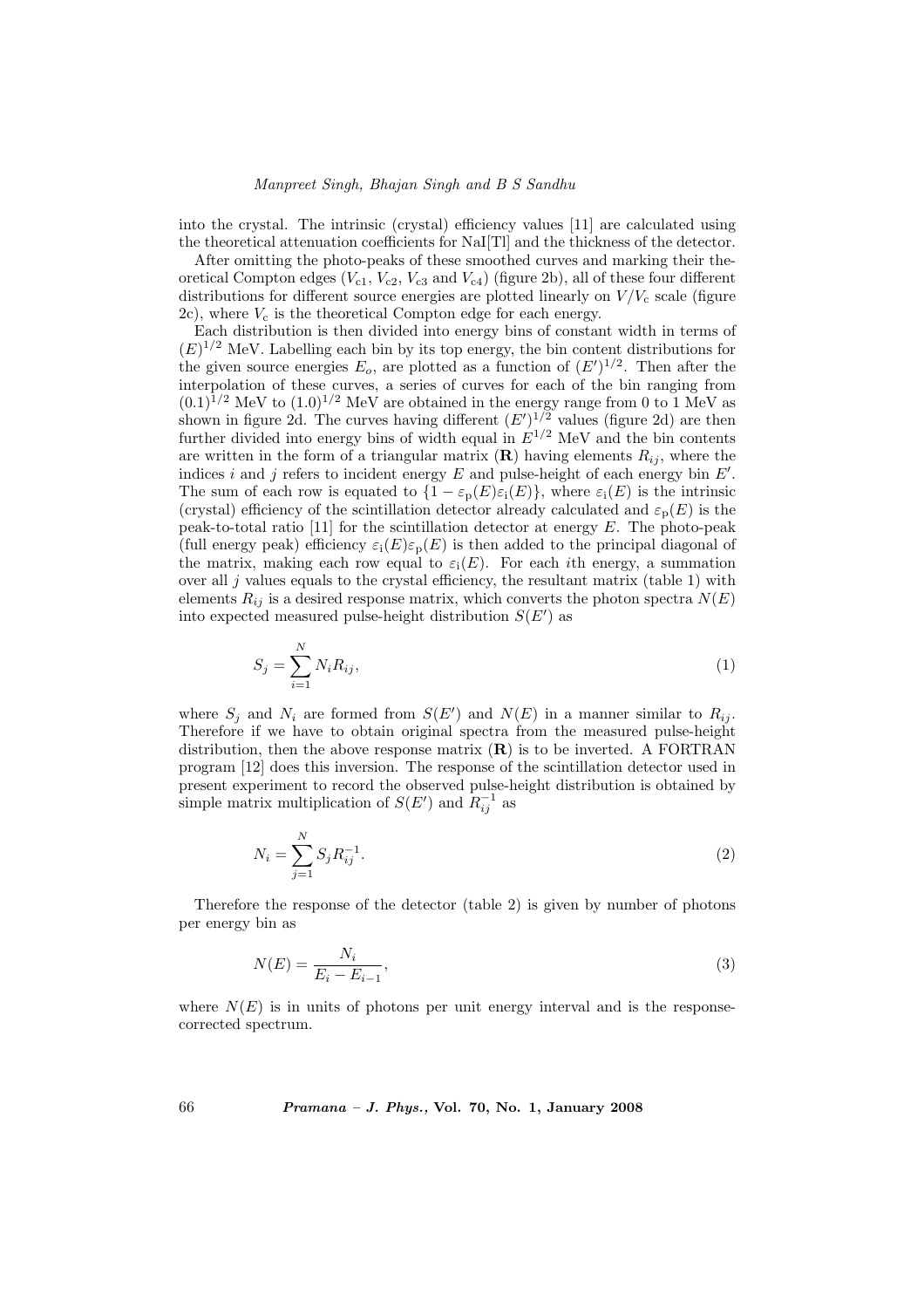into the crystal. The intrinsic (crystal) efficiency values [11] are calculated using the theoretical attenuation coefficients for NaI[Tl] and the thickness of the detector.

After omitting the photo-peaks of these smoothed curves and marking their theoretical Compton edges ($V_{c1}$, $V_{c2}$, $V_{c3}$ and $V_{c4}$) (figure 2b), all of these four different distributions for different source energies are plotted linearly on $V/V_c$ scale (figure 2c), where $V_c$ is the theoretical Compton edge for each energy.

Each distribution is then divided into energy bins of constant width in terms of $(E)^{1/2}$ MeV. Labelling each bin by its top energy, the bin content distributions for the given source energies $E_o$, are plotted as a function of $(E')^{1/2}$. Then after the interpolation of these curves, a series of curves for each of the bin ranging from $(0.1)^{1/2}$ MeV to $(1.0)^{1/2}$ MeV are obtained in the energy range from 0 to 1 MeV as shown in figure 2d. The curves having different $(E')^{1/2}$ values (figure 2d) are then further divided into energy bins of width equal in $E^{1/2}$ MeV and the bin contents are written in the form of a triangular matrix (**R**) having elements $R_{ij}$, where the indices $i$ and $j$ refers to incident energy $E$ and pulse-height of each energy bin $E'$. The sum of each row is equated to $\{1 - \varepsilon_p(E)\varepsilon_i(E)\}$, where $\varepsilon_i(E)$ is the intrinsic (crystal) efficiency of the scintillation detector already calculated and $\varepsilon_p(E)$ is the peak-to-total ratio [11] for the scintillation detector at energy $E$. The photo-peak (full energy peak) efficiency $\varepsilon_i(E)\varepsilon_p(E)$ is then added to the principal diagonal of the matrix, making each row equal to $\varepsilon_i(E)$. For each $i$th energy, a summation over all $j$ values equals to the crystal efficiency, the resultant matrix (table 1) with elements $R_{ij}$ is a desired response matrix, which converts the photon spectra $N(E)$ into expected measured pulse-height distribution $S(E')$ as

$$S_j = \sum_{i=1}^{N} N_i R_{ij}, \tag{1}$$

where $S_j$ and $N_i$ are formed from $S(E')$ and $N(E)$ in a manner similar to $R_{ij}$. Therefore if we have to obtain original spectra from the measured pulse-height distribution, then the above response matrix (**R**) is to be inverted. A FORTRAN program [12] does this inversion. The response of the scintillation detector used in present experiment to record the observed pulse-height distribution is obtained by simple matrix multiplication of $S(E')$ and $R_{ij}^{-1}$ as

$$N_i = \sum_{j=1}^{N} S_j R_{ij}^{-1}. \tag{2}$$

Therefore the response of the detector (table 2) is given by number of photons per energy bin as

$$N(E) = \frac{N_i}{E_i - E_{i-1}}, \tag{3}$$

where $N(E)$ is in units of photons per unit energy interval and is the response-corrected spectrum.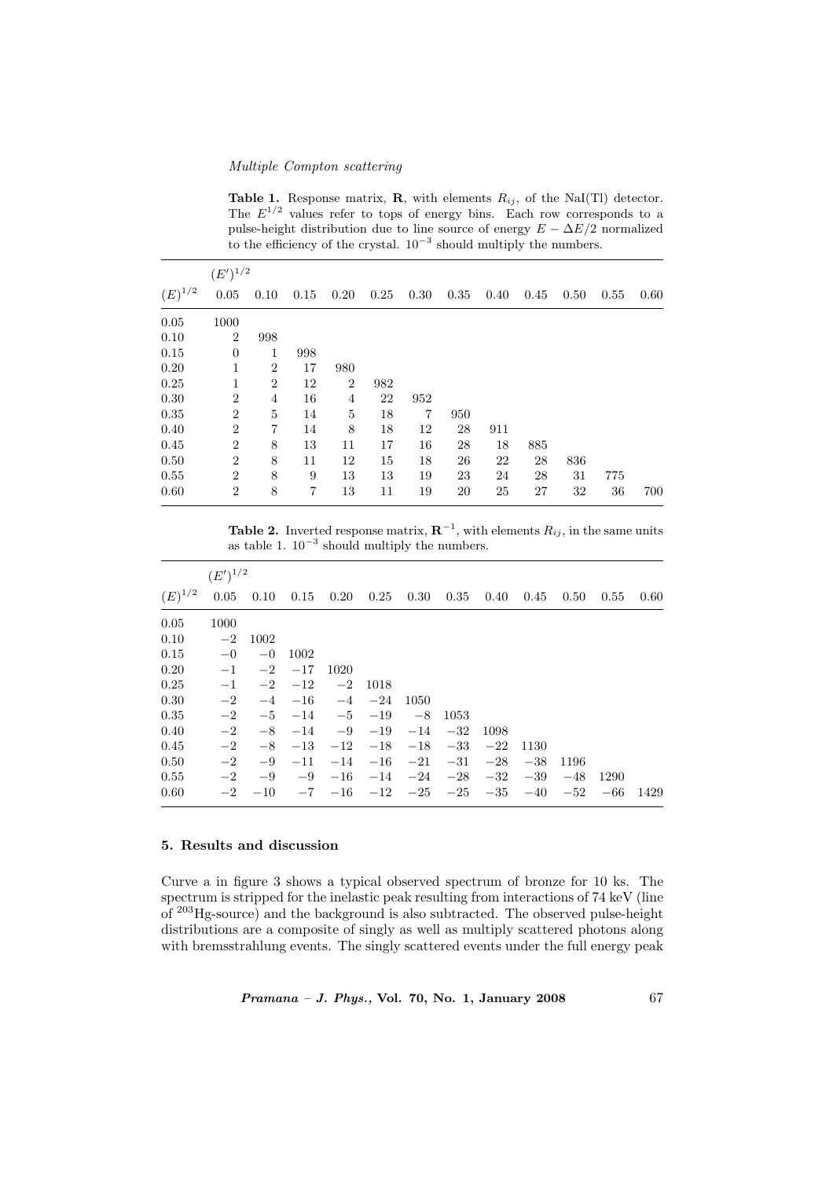**Table 1.** Response matrix, $\mathbf{R}$, with elements $R_{ij}$, of the NaI(Tl) detector. The $E^{1/2}$ values refer to tops of energy bins. Each row corresponds to a pulse-height distribution due to line source of energy $E - \Delta E/2$ normalized to the efficiency of the crystal. $10^{-3}$ should multiply the numbers.

| $(E)^{1/2}$ | $(E')^{1/2}$ 0.05 | 0.10 | 0.15 | 0.20 | 0.25 | 0.30 | 0.35 | 0.40 | 0.45 | 0.50 | 0.55 | 0.60 |
|---|---|---|---|---|---|---|---|---|---|---|---|---|
| 0.05 | 1000 | | | | | | | | | | | |
| 0.10 | 2 | 998 | | | | | | | | | | |
| 0.15 | 0 | 1 | 998 | | | | | | | | | |
| 0.20 | 1 | 2 | 17 | 980 | | | | | | | | |
| 0.25 | 1 | 2 | 12 | 2 | 982 | | | | | | | |
| 0.30 | 2 | 4 | 16 | 4 | 22 | 952 | | | | | | |
| 0.35 | 2 | 5 | 14 | 5 | 18 | 7 | 950 | | | | | |
| 0.40 | 2 | 7 | 14 | 8 | 18 | 12 | 28 | 911 | | | | |
| 0.45 | 2 | 8 | 13 | 11 | 17 | 16 | 28 | 18 | 885 | | | |
| 0.50 | 2 | 8 | 11 | 12 | 15 | 18 | 26 | 22 | 28 | 836 | | |
| 0.55 | 2 | 8 | 9 | 13 | 13 | 19 | 23 | 24 | 28 | 31 | 775 | |
| 0.60 | 2 | 8 | 7 | 13 | 11 | 19 | 20 | 25 | 27 | 32 | 36 | 700 |

**Table 2.** Inverted response matrix, $\mathbf{R}^{-1}$, with elements $R_{ij}$, in the same units as table 1. $10^{-3}$ should multiply the numbers.

| $(E)^{1/2}$ | $(E')^{1/2}$ 0.05 | 0.10 | 0.15 | 0.20 | 0.25 | 0.30 | 0.35 | 0.40 | 0.45 | 0.50 | 0.55 | 0.60 |
|---|---|---|---|---|---|---|---|---|---|---|---|---|
| 0.05 | 1000 | | | | | | | | | | | |
| 0.10 | −2 | 1002 | | | | | | | | | | |
| 0.15 | −0 | −0 | 1002 | | | | | | | | | |
| 0.20 | −1 | −2 | −17 | 1020 | | | | | | | | |
| 0.25 | −1 | −2 | −12 | −2 | 1018 | | | | | | | |
| 0.30 | −2 | −4 | −16 | −4 | −24 | 1050 | | | | | | |
| 0.35 | −2 | −5 | −14 | −5 | −19 | −8 | 1053 | | | | | |
| 0.40 | −2 | −8 | −14 | −9 | −19 | −14 | −32 | 1098 | | | | |
| 0.45 | −2 | −8 | −13 | −12 | −18 | −18 | −33 | −22 | 1130 | | | |
| 0.50 | −2 | −9 | −11 | −14 | −16 | −21 | −31 | −28 | −38 | 1196 | | |
| 0.55 | −2 | −9 | −9 | −16 | −14 | −24 | −28 | −32 | −39 | −48 | 1290 | |
| 0.60 | −2 | −10 | −7 | −16 | −12 | −25 | −25 | −35 | −40 | −52 | −66 | 1429 |

## 5. Results and discussion

Curve a in figure 3 shows a typical observed spectrum of bronze for 10 ks. The spectrum is stripped for the inelastic peak resulting from interactions of 74 keV (line of $^{203}$Hg-source) and the background is also subtracted. The observed pulse-height distributions are a composite of singly as well as multiply scattered photons along with bremsstrahlung events. The singly scattered events under the full energy peak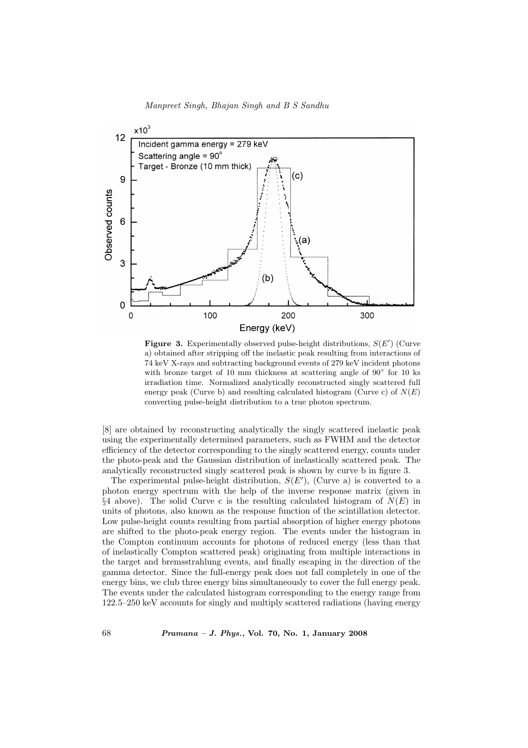**Figure 3.** Experimentally observed pulse-height distributions, $S(E')$ (Curve a) obtained after stripping off the inelastic peak resulting from interactions of 74 keV X-rays and subtracting background events of 279 keV incident photons with bronze target of 10 mm thickness at scattering angle of 90° for 10 ks irradiation time. Normalized analytically reconstructed singly scattered full energy peak (Curve b) and resulting calculated histogram (Curve c) of $N(E)$ converting pulse-height distribution to a true photon spectrum.

[8] are obtained by reconstructing analytically the singly scattered inelastic peak using the experimentally determined parameters, such as FWHM and the detector efficiency of the detector corresponding to the singly scattered energy, counts under the photo-peak and the Gaussian distribution of inelastically scattered peak. The analytically reconstructed singly scattered peak is shown by curve b in figure 3.

The experimental pulse-height distribution, $S(E')$, (Curve a) is converted to a photon energy spectrum with the help of the inverse response matrix (given in §4 above). The solid Curve c is the resulting calculated histogram of $N(E)$ in units of photons, also known as the response function of the scintillation detector. Low pulse-height counts resulting from partial absorption of higher energy photons are shifted to the photo-peak energy region. The events under the histogram in the Compton continuum accounts for photons of reduced energy (less than that of inelastically Compton scattered peak) originating from multiple interactions in the target and bremsstrahlung events, and finally escaping in the direction of the gamma detector. Since the full-energy peak does not fall completely in one of the energy bins, we club three energy bins simultaneously to cover the full energy peak. The events under the calculated histogram corresponding to the energy range from 122.5–250 keV accounts for singly and multiply scattered radiations (having energy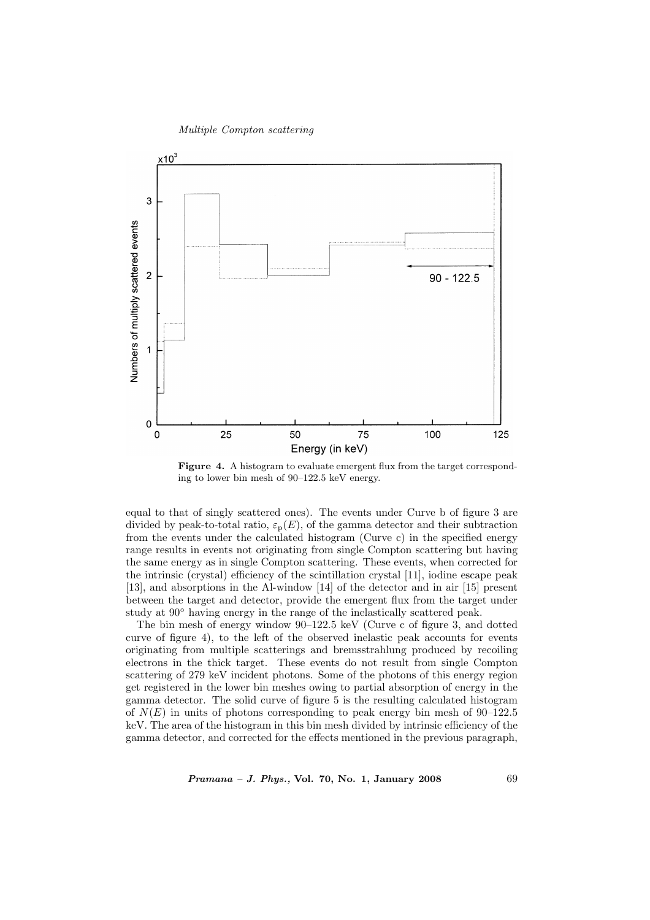**Figure 4.** A histogram to evaluate emergent flux from the target corresponding to lower bin mesh of 90–122.5 keV energy.

equal to that of singly scattered ones). The events under Curve b of figure 3 are divided by peak-to-total ratio, $\varepsilon_{\rm p}(E)$, of the gamma detector and their subtraction from the events under the calculated histogram (Curve c) in the specified energy range results in events not originating from single Compton scattering but having the same energy as in single Compton scattering. These events, when corrected for the intrinsic (crystal) efficiency of the scintillation crystal [11], iodine escape peak [13], and absorptions in the Al-window [14] of the detector and in air [15] present between the target and detector, provide the emergent flux from the target under study at 90° having energy in the range of the inelastically scattered peak.

The bin mesh of energy window 90–122.5 keV (Curve c of figure 3, and dotted curve of figure 4), to the left of the observed inelastic peak accounts for events originating from multiple scatterings and bremsstrahlung produced by recoiling electrons in the thick target. These events do not result from single Compton scattering of 279 keV incident photons. Some of the photons of this energy region get registered in the lower bin meshes owing to partial absorption of energy in the gamma detector. The solid curve of figure 5 is the resulting calculated histogram of $N(E)$ in units of photons corresponding to peak energy bin mesh of 90–122.5 keV. The area of the histogram in this bin mesh divided by intrinsic efficiency of the gamma detector, and corrected for the effects mentioned in the previous paragraph,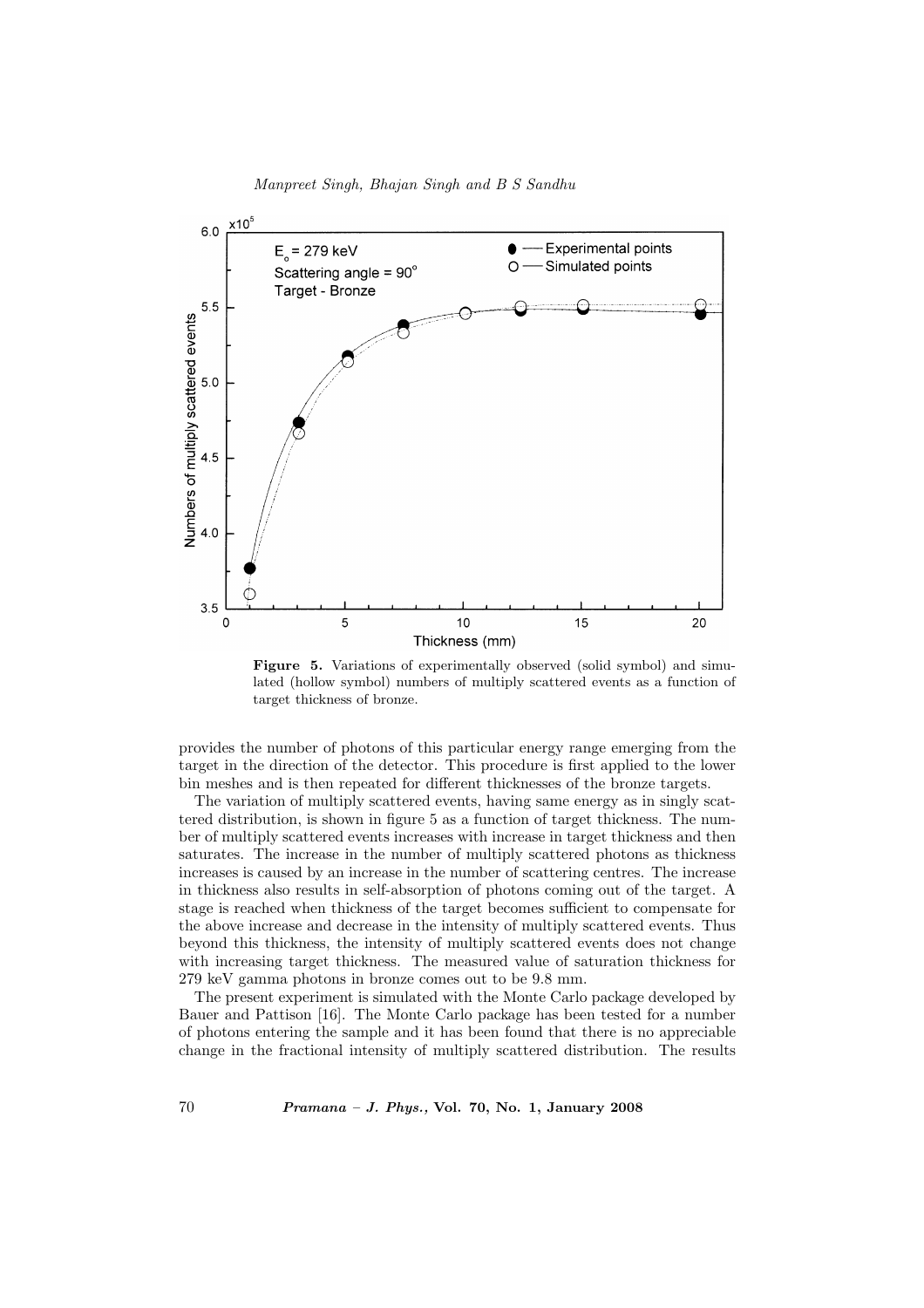**Figure 5.** Variations of experimentally observed (solid symbol) and simulated (hollow symbol) numbers of multiply scattered events as a function of target thickness of bronze.

provides the number of photons of this particular energy range emerging from the target in the direction of the detector. This procedure is first applied to the lower bin meshes and is then repeated for different thicknesses of the bronze targets.

The variation of multiply scattered events, having same energy as in singly scattered distribution, is shown in figure 5 as a function of target thickness. The number of multiply scattered events increases with increase in target thickness and then saturates. The increase in the number of multiply scattered photons as thickness increases is caused by an increase in the number of scattering centres. The increase in thickness also results in self-absorption of photons coming out of the target. A stage is reached when thickness of the target becomes sufficient to compensate for the above increase and decrease in the intensity of multiply scattered events. Thus beyond this thickness, the intensity of multiply scattered events does not change with increasing target thickness. The measured value of saturation thickness for 279 keV gamma photons in bronze comes out to be 9.8 mm.

The present experiment is simulated with the Monte Carlo package developed by Bauer and Pattison [16]. The Monte Carlo package has been tested for a number of photons entering the sample and it has been found that there is no appreciable change in the fractional intensity of multiply scattered distribution. The results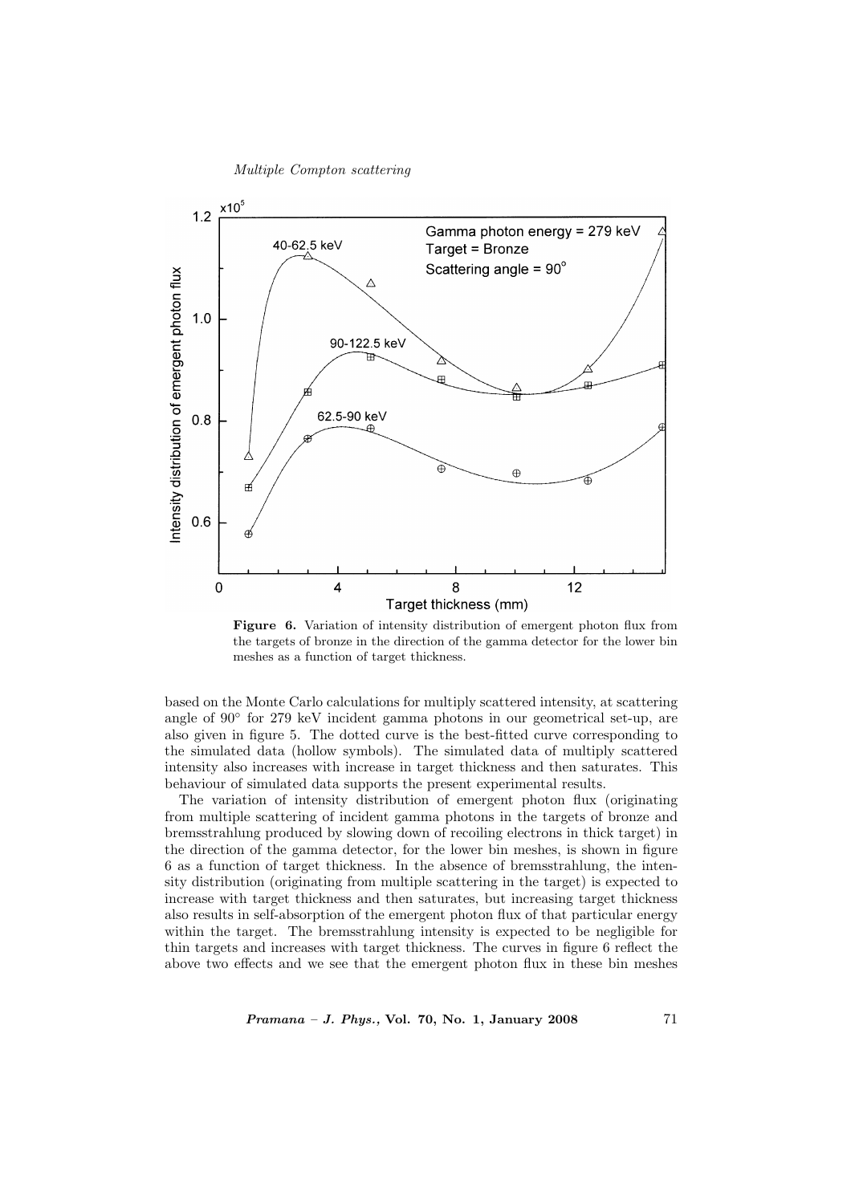**Figure 6.** Variation of intensity distribution of emergent photon flux from the targets of bronze in the direction of the gamma detector for the lower bin meshes as a function of target thickness.

based on the Monte Carlo calculations for multiply scattered intensity, at scattering angle of 90° for 279 keV incident gamma photons in our geometrical set-up, are also given in figure 5. The dotted curve is the best-fitted curve corresponding to the simulated data (hollow symbols). The simulated data of multiply scattered intensity also increases with increase in target thickness and then saturates. This behaviour of simulated data supports the present experimental results.

The variation of intensity distribution of emergent photon flux (originating from multiple scattering of incident gamma photons in the targets of bronze and bremsstrahlung produced by slowing down of recoiling electrons in thick target) in the direction of the gamma detector, for the lower bin meshes, is shown in figure 6 as a function of target thickness. In the absence of bremsstrahlung, the intensity distribution (originating from multiple scattering in the target) is expected to increase with target thickness and then saturates, but increasing target thickness also results in self-absorption of the emergent photon flux of that particular energy within the target. The bremsstrahlung intensity is expected to be negligible for thin targets and increases with target thickness. The curves in figure 6 reflect the above two effects and we see that the emergent photon flux in these bin meshes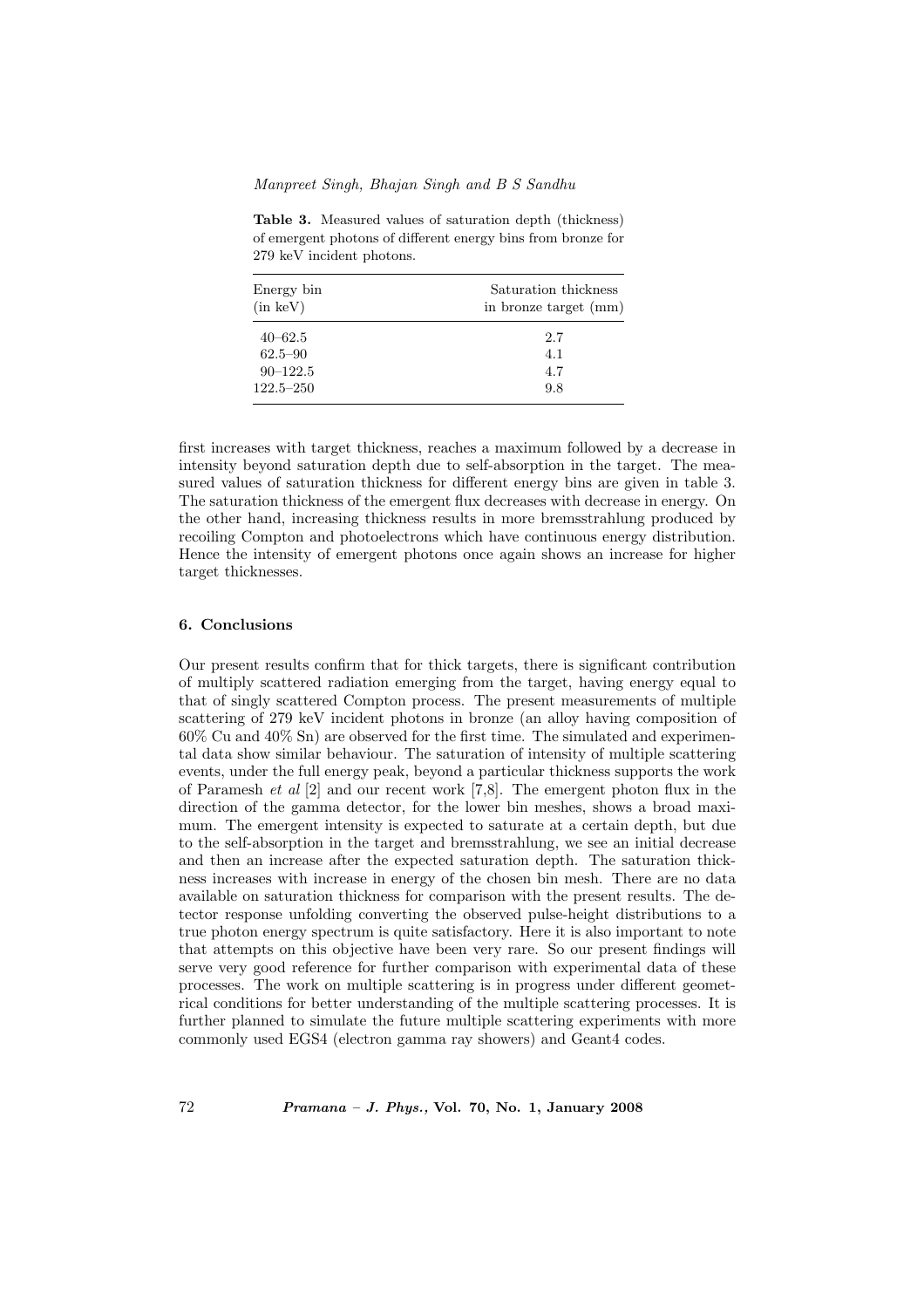**Table 3.** Measured values of saturation depth (thickness) of emergent photons of different energy bins from bronze for 279 keV incident photons.

| Energy bin (in keV) | Saturation thickness in bronze target (mm) |
|---|---|
| 40–62.5 | 2.7 |
| 62.5–90 | 4.1 |
| 90–122.5 | 4.7 |
| 122.5–250 | 9.8 |

first increases with target thickness, reaches a maximum followed by a decrease in intensity beyond saturation depth due to self-absorption in the target. The measured values of saturation thickness for different energy bins are given in table 3. The saturation thickness of the emergent flux decreases with decrease in energy. On the other hand, increasing thickness results in more bremsstrahlung produced by recoiling Compton and photoelectrons which have continuous energy distribution. Hence the intensity of emergent photons once again shows an increase for higher target thicknesses.

### 6. Conclusions

Our present results confirm that for thick targets, there is significant contribution of multiply scattered radiation emerging from the target, having energy equal to that of singly scattered Compton process. The present measurements of multiple scattering of 279 keV incident photons in bronze (an alloy having composition of 60% Cu and 40% Sn) are observed for the first time. The simulated and experimental data show similar behaviour. The saturation of intensity of multiple scattering events, under the full energy peak, beyond a particular thickness supports the work of Paramesh *et al* [2] and our recent work [7,8]. The emergent photon flux in the direction of the gamma detector, for the lower bin meshes, shows a broad maximum. The emergent intensity is expected to saturate at a certain depth, but due to the self-absorption in the target and bremsstrahlung, we see an initial decrease and then an increase after the expected saturation depth. The saturation thickness increases with increase in energy of the chosen bin mesh. There are no data available on saturation thickness for comparison with the present results. The detector response unfolding converting the observed pulse-height distributions to a true photon energy spectrum is quite satisfactory. Here it is also important to note that attempts on this objective have been very rare. So our present findings will serve very good reference for further comparison with experimental data of these processes. The work on multiple scattering is in progress under different geometrical conditions for better understanding of the multiple scattering processes. It is further planned to simulate the future multiple scattering experiments with more commonly used EGS4 (electron gamma ray showers) and Geant4 codes.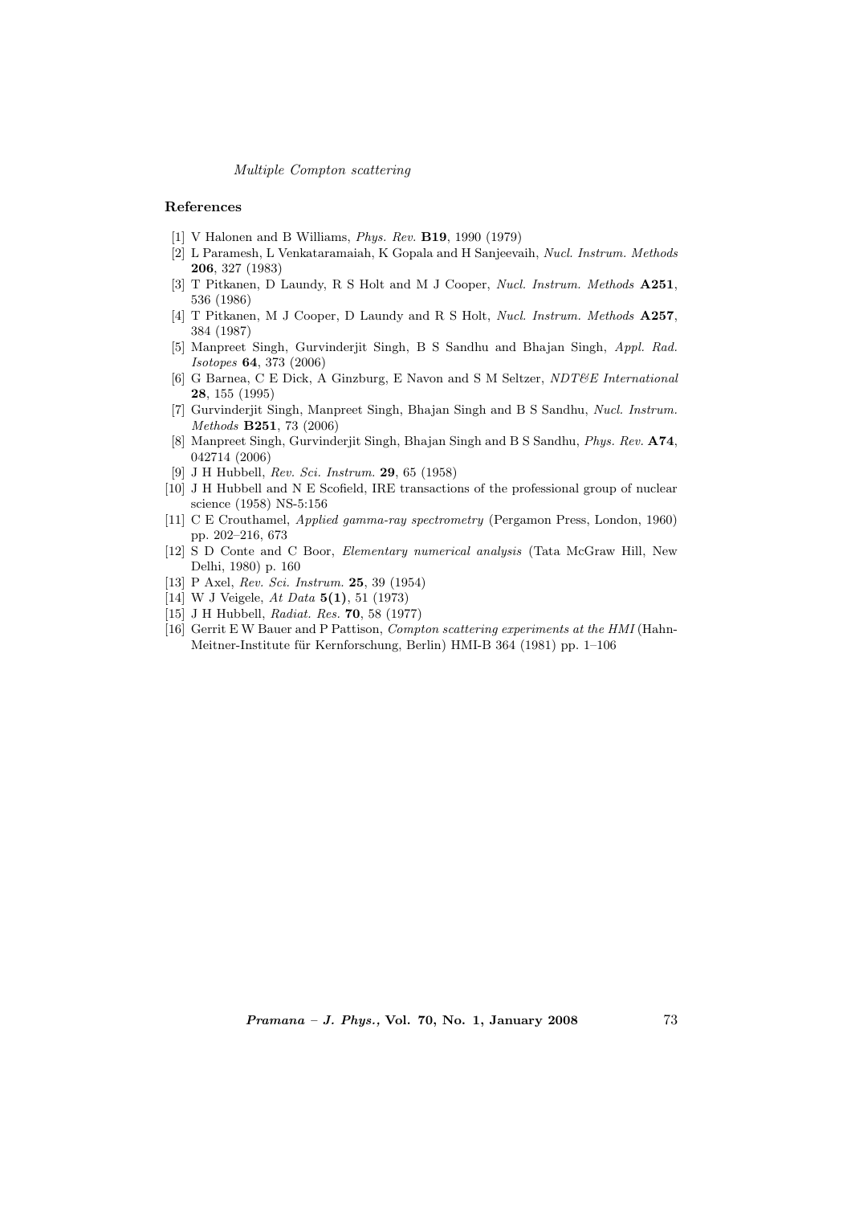## References

[1] V Halonen and B Williams, *Phys. Rev.* **B19**, 1990 (1979)

[2] L Paramesh, L Venkataramaiah, K Gopala and H Sanjeevaih, *Nucl. Instrum. Methods* **206**, 327 (1983)

[3] T Pitkanen, D Laundy, R S Holt and M J Cooper, *Nucl. Instrum. Methods* **A251**, 536 (1986)

[4] T Pitkanen, M J Cooper, D Laundy and R S Holt, *Nucl. Instrum. Methods* **A257**, 384 (1987)

[5] Manpreet Singh, Gurvinderjit Singh, B S Sandhu and Bhajan Singh, *Appl. Rad. Isotopes* **64**, 373 (2006)

[6] G Barnea, C E Dick, A Ginzburg, E Navon and S M Seltzer, *NDT&E International* **28**, 155 (1995)

[7] Gurvinderjit Singh, Manpreet Singh, Bhajan Singh and B S Sandhu, *Nucl. Instrum. Methods* **B251**, 73 (2006)

[8] Manpreet Singh, Gurvinderjit Singh, Bhajan Singh and B S Sandhu, *Phys. Rev.* **A74**, 042714 (2006)

[9] J H Hubbell, *Rev. Sci. Instrum.* **29**, 65 (1958)

[10] J H Hubbell and N E Scofield, IRE transactions of the professional group of nuclear science (1958) NS-5:156

[11] C E Crouthamel, *Applied gamma-ray spectrometry* (Pergamon Press, London, 1960) pp. 202–216, 673

[12] S D Conte and C Boor, *Elementary numerical analysis* (Tata McGraw Hill, New Delhi, 1980) p. 160

[13] P Axel, *Rev. Sci. Instrum.* **25**, 39 (1954)

[14] W J Veigele, *At Data* **5(1)**, 51 (1973)

[15] J H Hubbell, *Radiat. Res.* **70**, 58 (1977)

[16] Gerrit E W Bauer and P Pattison, *Compton scattering experiments at the HMI* (Hahn-Meitner-Institute für Kernforschung, Berlin) HMI-B 364 (1981) pp. 1–106